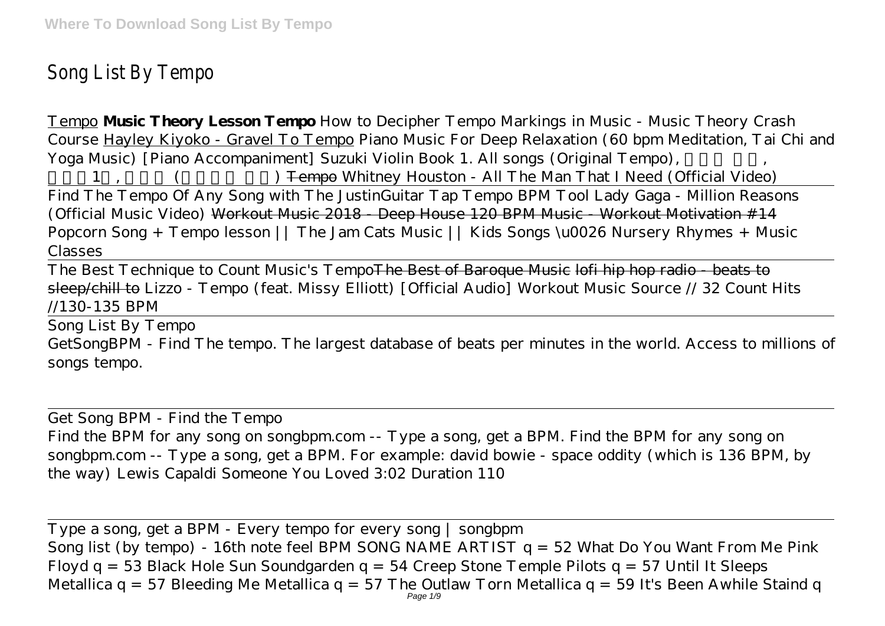# Song List By Tempo

Tempo **Music Theory Lesson Tempo** *How to Decipher Tempo Markings in Music - Music Theory Crash Course* Hayley Kiyoko - Gravel To Tempo *Piano Music For Deep Relaxation (60 bpm Meditation, Tai Chi and Yoga Music) [Piano Accompaniment] Suzuki Violin Book 1. All songs (Original Tempo), , 1 , ( )* ~~Tempo~~ *Whitney Houston - All The Man That I Need (Official Video)*

Find The Tempo Of Any Song with The JustinGuitar Tap Tempo BPM Tool *Lady Gaga - Million Reasons (Official Music Video)* ~~Workout Music 2018 - Deep House 120 BPM Music - Workout Motivation #14~~ *Popcorn Song + Tempo lesson || The Jam Cats Music || Kids Songs \u0026 Nursery Rhymes + Music Classes*

The Best Technique to Count Music's Tempo~~The Best of Baroque Music~~ ~~lofi hip hop radio - beats to sleep/chill to~~ *Lizzo - Tempo (feat. Missy Elliott) [Official Audio]* *Workout Music Source // 32 Count Hits //130-135 BPM*

Song List By Tempo

GetSongBPM - Find The tempo. The largest database of beats per minutes in the world. Access to millions of songs tempo.

Get Song BPM - Find the Tempo

Find the BPM for any song on songbpm.com -- Type a song, get a BPM. Find the BPM for any song on songbpm.com -- Type a song, get a BPM. For example: david bowie - space oddity (which is 136 BPM, by the way) Lewis Capaldi Someone You Loved 3:02 Duration 110

Type a song, get a BPM - Every tempo for every song | songbpm

Song list (by tempo) - 16th note feel BPM SONG NAME ARTIST q = 52 What Do You Want From Me Pink Floyd q = 53 Black Hole Sun Soundgarden q = 54 Creep Stone Temple Pilots q = 57 Until It Sleeps Metallica q = 57 Bleeding Me Metallica q = 57 The Outlaw Torn Metallica q = 59 It's Been Awhile Staind q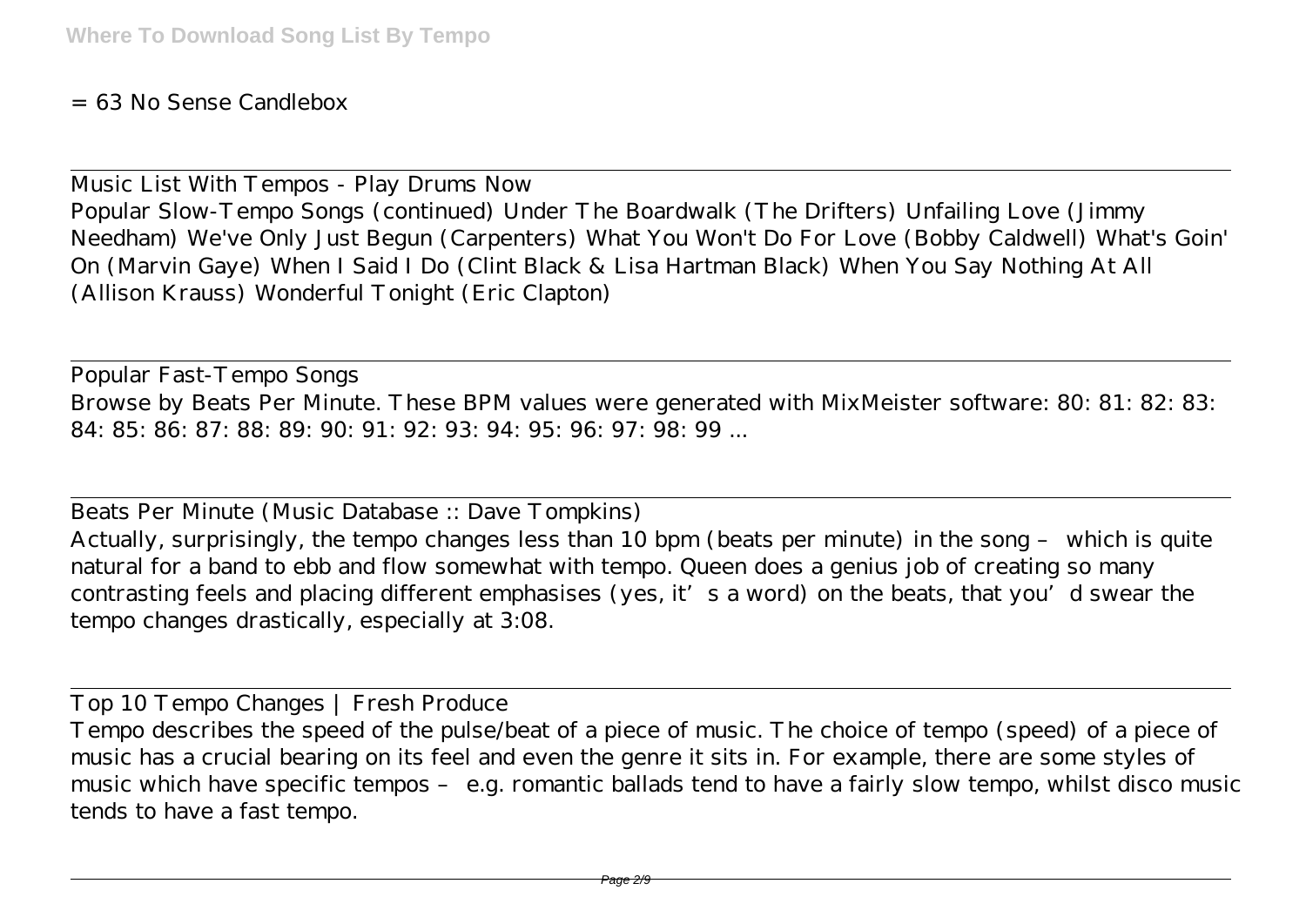= 63 No Sense Candlebox

Music List With Tempos - Play Drums Now

Popular Slow-Tempo Songs (continued) Under The Boardwalk (The Drifters) Unfailing Love (Jimmy Needham) We've Only Just Begun (Carpenters) What You Won't Do For Love (Bobby Caldwell) What's Goin' On (Marvin Gaye) When I Said I Do (Clint Black & Lisa Hartman Black) When You Say Nothing At All (Allison Krauss) Wonderful Tonight (Eric Clapton)

Popular Fast-Tempo Songs

Browse by Beats Per Minute. These BPM values were generated with MixMeister software: 80: 81: 82: 83: 84: 85: 86: 87: 88: 89: 90: 91: 92: 93: 94: 95: 96: 97: 98: 99 ...

Beats Per Minute (Music Database :: Dave Tompkins)

Actually, surprisingly, the tempo changes less than 10 bpm (beats per minute) in the song – which is quite natural for a band to ebb and flow somewhat with tempo. Queen does a genius job of creating so many contrasting feels and placing different emphasises (yes, it's a word) on the beats, that you'd swear the tempo changes drastically, especially at 3:08.

Top 10 Tempo Changes | Fresh Produce

Tempo describes the speed of the pulse/beat of a piece of music. The choice of tempo (speed) of a piece of music has a crucial bearing on its feel and even the genre it sits in. For example, there are some styles of music which have specific tempos – e.g. romantic ballads tend to have a fairly slow tempo, whilst disco music tends to have a fast tempo.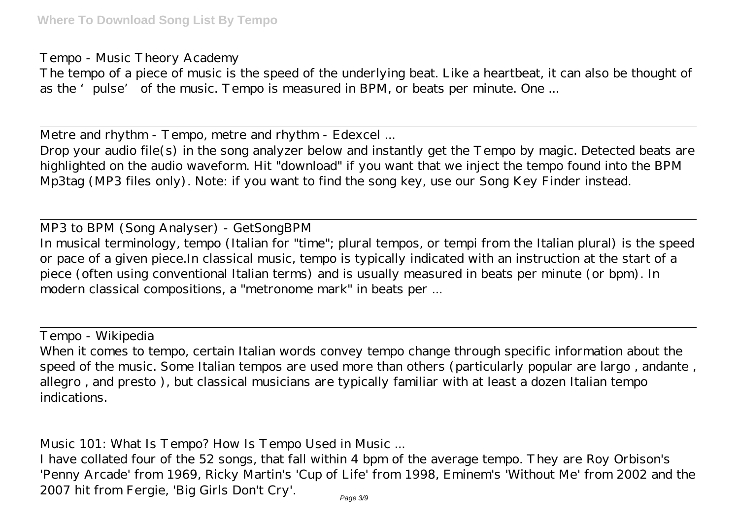Tempo - Music Theory Academy

The tempo of a piece of music is the speed of the underlying beat. Like a heartbeat, it can also be thought of as the 'pulse' of the music. Tempo is measured in BPM, or beats per minute. One ...

---

Metre and rhythm - Tempo, metre and rhythm - Edexcel ...

Drop your audio file(s) in the song analyzer below and instantly get the Tempo by magic. Detected beats are highlighted on the audio waveform. Hit "download" if you want that we inject the tempo found into the BPM Mp3tag (MP3 files only). Note: if you want to find the song key, use our Song Key Finder instead.

---

MP3 to BPM (Song Analyser) - GetSongBPM

In musical terminology, tempo (Italian for "time"; plural tempos, or tempi from the Italian plural) is the speed or pace of a given piece.In classical music, tempo is typically indicated with an instruction at the start of a piece (often using conventional Italian terms) and is usually measured in beats per minute (or bpm). In modern classical compositions, a "metronome mark" in beats per ...

---

Tempo - Wikipedia

When it comes to tempo, certain Italian words convey tempo change through specific information about the speed of the music. Some Italian tempos are used more than others (particularly popular are largo , andante , allegro , and presto ), but classical musicians are typically familiar with at least a dozen Italian tempo indications.

---

Music 101: What Is Tempo? How Is Tempo Used in Music ...

I have collated four of the 52 songs, that fall within 4 bpm of the average tempo. They are Roy Orbison's 'Penny Arcade' from 1969, Ricky Martin's 'Cup of Life' from 1998, Eminem's 'Without Me' from 2002 and the 2007 hit from Fergie, 'Big Girls Don't Cry'.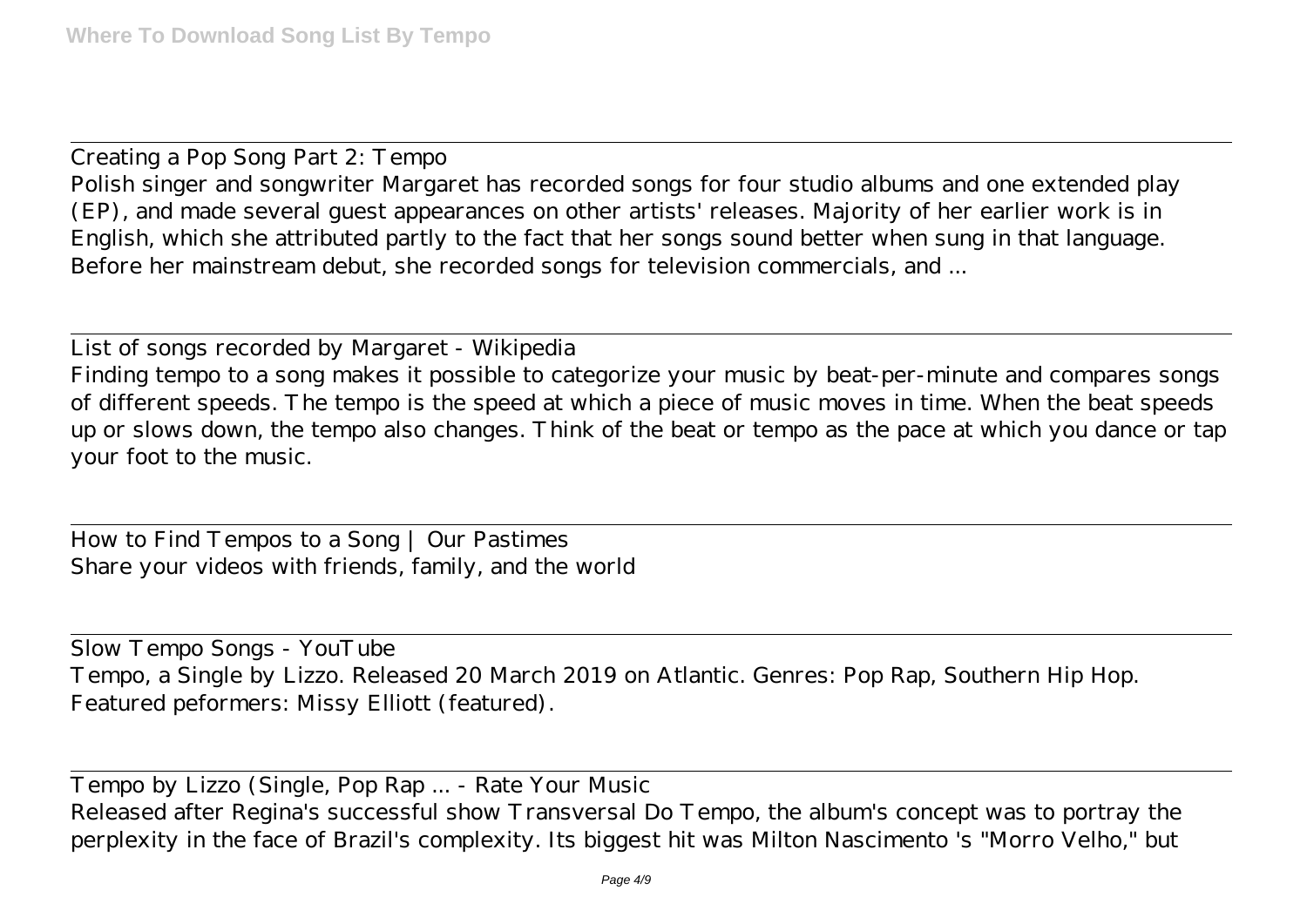Creating a Pop Song Part 2: Tempo

Polish singer and songwriter Margaret has recorded songs for four studio albums and one extended play (EP), and made several guest appearances on other artists' releases. Majority of her earlier work is in English, which she attributed partly to the fact that her songs sound better when sung in that language. Before her mainstream debut, she recorded songs for television commercials, and ...

List of songs recorded by Margaret - Wikipedia

Finding tempo to a song makes it possible to categorize your music by beat-per-minute and compares songs of different speeds. The tempo is the speed at which a piece of music moves in time. When the beat speeds up or slows down, the tempo also changes. Think of the beat or tempo as the pace at which you dance or tap your foot to the music.

How to Find Tempos to a Song | Our Pastimes

Share your videos with friends, family, and the world

Slow Tempo Songs - YouTube

Tempo, a Single by Lizzo. Released 20 March 2019 on Atlantic. Genres: Pop Rap, Southern Hip Hop. Featured peformers: Missy Elliott (featured).

Tempo by Lizzo (Single, Pop Rap ... - Rate Your Music

Released after Regina's successful show Transversal Do Tempo, the album's concept was to portray the perplexity in the face of Brazil's complexity. Its biggest hit was Milton Nascimento 's "Morro Velho," but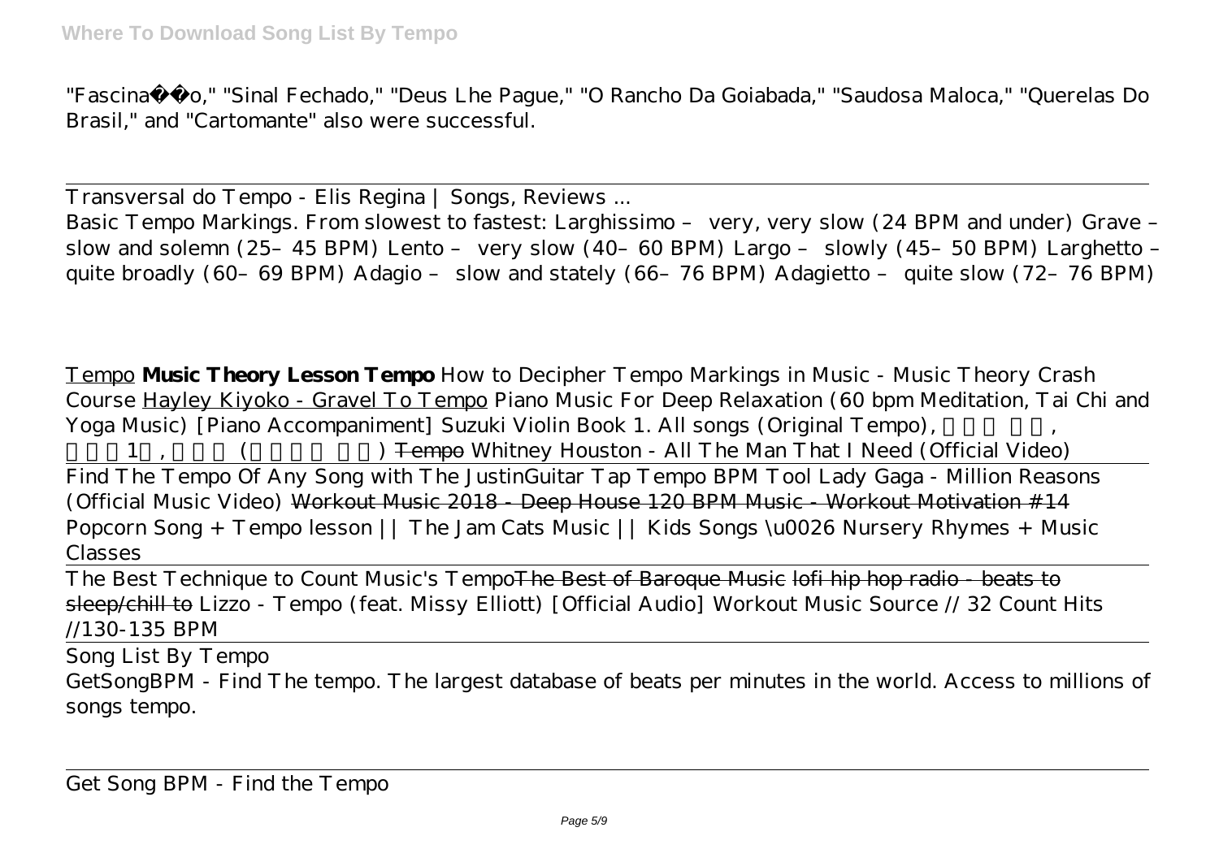"Fascina��o," "Sinal Fechado," "Deus Lhe Pague," "O Rancho Da Goiabada," "Saudosa Maloca," "Querelas Do Brasil," and "Cartomante" also were successful.

---

Transversal do Tempo - Elis Regina | Songs, Reviews ...

Basic Tempo Markings. From slowest to fastest: Larghissimo – very, very slow (24 BPM and under) Grave – slow and solemn (25–45 BPM) Lento – very slow (40–60 BPM) Largo – slowly (45–50 BPM) Larghetto – quite broadly (60–69 BPM) Adagio – slow and stately (66–76 BPM) Adagietto – quite slow (72–76 BPM)

Tempo **Music Theory Lesson Tempo** *How to Decipher Tempo Markings in Music - Music Theory Crash Course* Hayley Kiyoko - Gravel To Tempo *Piano Music For Deep Relaxation (60 bpm Meditation, Tai Chi and Yoga Music) [Piano Accompaniment] Suzuki Violin Book 1. All songs (Original Tempo), , 1 , ( )* ~~Tempo~~ *Whitney Houston - All The Man That I Need (Official Video)*

---

Find The Tempo Of Any Song with The JustinGuitar Tap Tempo BPM Tool *Lady Gaga - Million Reasons (Official Music Video)* ~~Workout Music 2018 - Deep House 120 BPM Music - Workout Motivation #14~~ *Popcorn Song + Tempo lesson || The Jam Cats Music || Kids Songs \u0026 Nursery Rhymes + Music Classes*

---

The Best Technique to Count Music's Tempo~~The Best of Baroque Music~~ ~~lofi hip hop radio - beats to sleep/chill to~~ *Lizzo - Tempo (feat. Missy Elliott) [Official Audio] Workout Music Source // 32 Count Hits //130-135 BPM*

---

Song List By Tempo

GetSongBPM - Find The tempo. The largest database of beats per minutes in the world. Access to millions of songs tempo.

---

Get Song BPM - Find the Tempo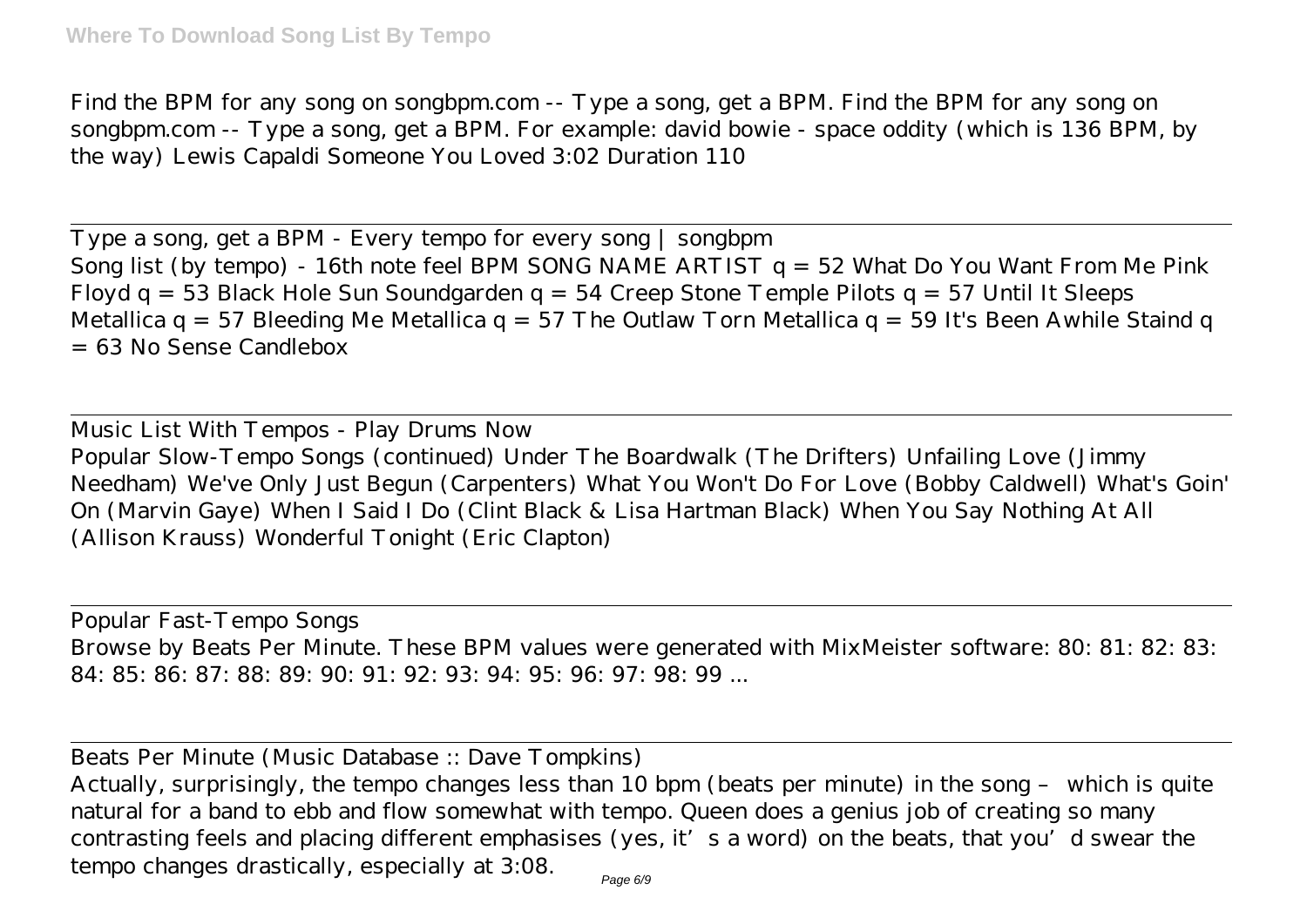Find the BPM for any song on songbpm.com -- Type a song, get a BPM. Find the BPM for any song on songbpm.com -- Type a song, get a BPM. For example: david bowie - space oddity (which is 136 BPM, by the way) Lewis Capaldi Someone You Loved 3:02 Duration 110

Type a song, get a BPM - Every tempo for every song | songbpm

Song list (by tempo) - 16th note feel BPM SONG NAME ARTIST q = 52 What Do You Want From Me Pink Floyd q = 53 Black Hole Sun Soundgarden q = 54 Creep Stone Temple Pilots q = 57 Until It Sleeps Metallica q = 57 Bleeding Me Metallica q = 57 The Outlaw Torn Metallica q = 59 It's Been Awhile Staind q = 63 No Sense Candlebox

Music List With Tempos - Play Drums Now

Popular Slow-Tempo Songs (continued) Under The Boardwalk (The Drifters) Unfailing Love (Jimmy Needham) We've Only Just Begun (Carpenters) What You Won't Do For Love (Bobby Caldwell) What's Goin' On (Marvin Gaye) When I Said I Do (Clint Black & Lisa Hartman Black) When You Say Nothing At All (Allison Krauss) Wonderful Tonight (Eric Clapton)

Popular Fast-Tempo Songs

Browse by Beats Per Minute. These BPM values were generated with MixMeister software: 80: 81: 82: 83: 84: 85: 86: 87: 88: 89: 90: 91: 92: 93: 94: 95: 96: 97: 98: 99 ...

Beats Per Minute (Music Database :: Dave Tompkins)

Actually, surprisingly, the tempo changes less than 10 bpm (beats per minute) in the song – which is quite natural for a band to ebb and flow somewhat with tempo. Queen does a genius job of creating so many contrasting feels and placing different emphasises (yes, it's a word) on the beats, that you'd swear the tempo changes drastically, especially at 3:08.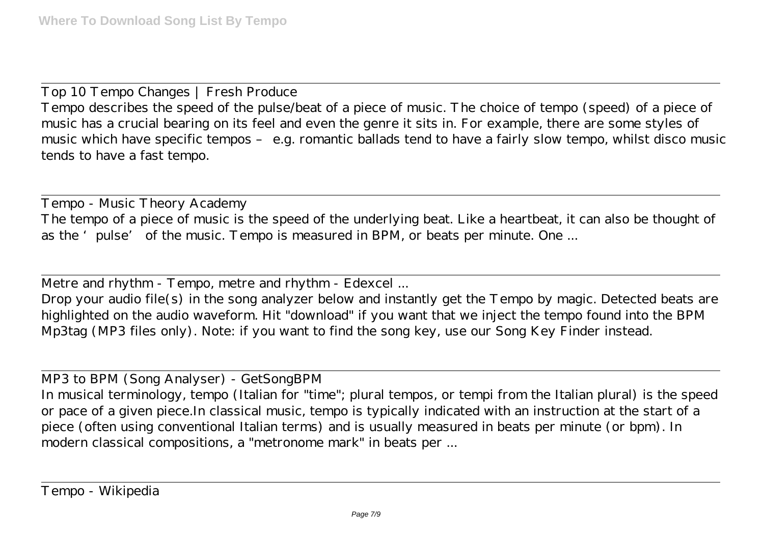Top 10 Tempo Changes | Fresh Produce

Tempo describes the speed of the pulse/beat of a piece of music. The choice of tempo (speed) of a piece of music has a crucial bearing on its feel and even the genre it sits in. For example, there are some styles of music which have specific tempos – e.g. romantic ballads tend to have a fairly slow tempo, whilst disco music tends to have a fast tempo.

Tempo - Music Theory Academy

The tempo of a piece of music is the speed of the underlying beat. Like a heartbeat, it can also be thought of as the 'pulse' of the music. Tempo is measured in BPM, or beats per minute. One ...

Metre and rhythm - Tempo, metre and rhythm - Edexcel ...

Drop your audio file(s) in the song analyzer below and instantly get the Tempo by magic. Detected beats are highlighted on the audio waveform. Hit "download" if you want that we inject the tempo found into the BPM Mp3tag (MP3 files only). Note: if you want to find the song key, use our Song Key Finder instead.

MP3 to BPM (Song Analyser) - GetSongBPM

In musical terminology, tempo (Italian for "time"; plural tempos, or tempi from the Italian plural) is the speed or pace of a given piece.In classical music, tempo is typically indicated with an instruction at the start of a piece (often using conventional Italian terms) and is usually measured in beats per minute (or bpm). In modern classical compositions, a "metronome mark" in beats per ...

Tempo - Wikipedia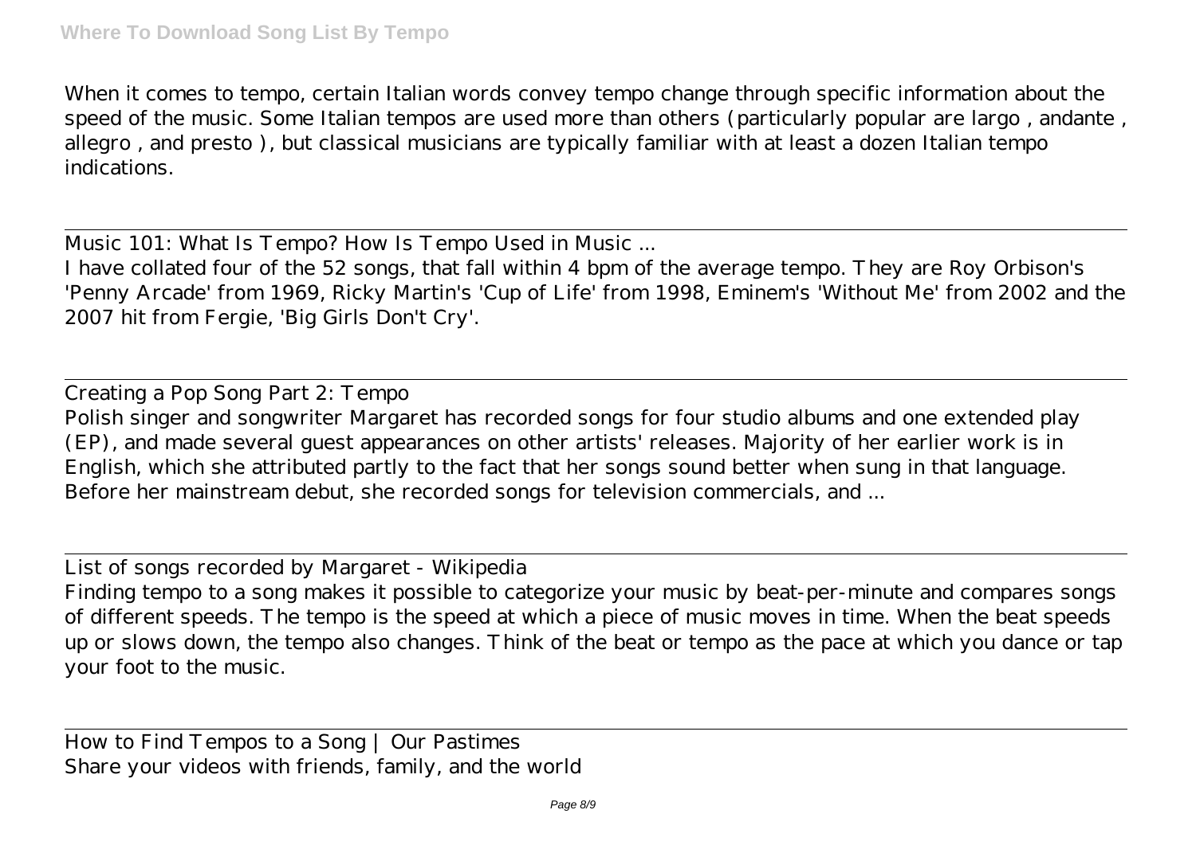When it comes to tempo, certain Italian words convey tempo change through specific information about the speed of the music. Some Italian tempos are used more than others (particularly popular are largo , andante , allegro , and presto ), but classical musicians are typically familiar with at least a dozen Italian tempo indications.

Music 101: What Is Tempo? How Is Tempo Used in Music ...

I have collated four of the 52 songs, that fall within 4 bpm of the average tempo. They are Roy Orbison's 'Penny Arcade' from 1969, Ricky Martin's 'Cup of Life' from 1998, Eminem's 'Without Me' from 2002 and the 2007 hit from Fergie, 'Big Girls Don't Cry'.

Creating a Pop Song Part 2: Tempo

Polish singer and songwriter Margaret has recorded songs for four studio albums and one extended play (EP), and made several guest appearances on other artists' releases. Majority of her earlier work is in English, which she attributed partly to the fact that her songs sound better when sung in that language. Before her mainstream debut, she recorded songs for television commercials, and ...

List of songs recorded by Margaret - Wikipedia

Finding tempo to a song makes it possible to categorize your music by beat-per-minute and compares songs of different speeds. The tempo is the speed at which a piece of music moves in time. When the beat speeds up or slows down, the tempo also changes. Think of the beat or tempo as the pace at which you dance or tap your foot to the music.

How to Find Tempos to a Song | Our Pastimes

Share your videos with friends, family, and the world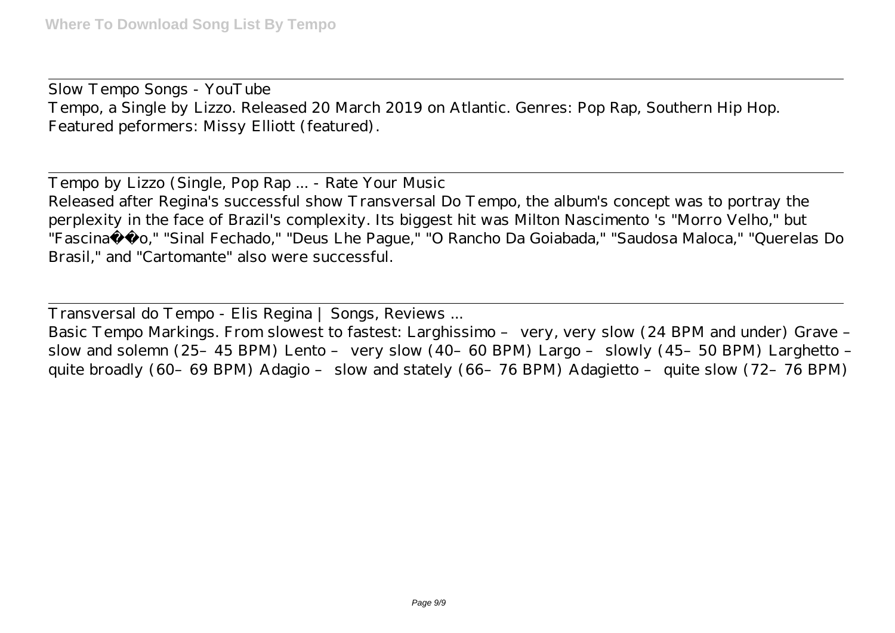Slow Tempo Songs - YouTube

Tempo, a Single by Lizzo. Released 20 March 2019 on Atlantic. Genres: Pop Rap, Southern Hip Hop. Featured peformers: Missy Elliott (featured).

Tempo by Lizzo (Single, Pop Rap ... - Rate Your Music

Released after Regina's successful show Transversal Do Tempo, the album's concept was to portray the perplexity in the face of Brazil's complexity. Its biggest hit was Milton Nascimento 's "Morro Velho," but "Fascina��o," "Sinal Fechado," "Deus Lhe Pague," "O Rancho Da Goiabada," "Saudosa Maloca," "Querelas Do Brasil," and "Cartomante" also were successful.

Transversal do Tempo - Elis Regina | Songs, Reviews ...

Basic Tempo Markings. From slowest to fastest: Larghissimo – very, very slow (24 BPM and under) Grave – slow and solemn (25–45 BPM) Lento – very slow (40–60 BPM) Largo – slowly (45–50 BPM) Larghetto – quite broadly (60–69 BPM) Adagio – slow and stately (66–76 BPM) Adagietto – quite slow (72–76 BPM)